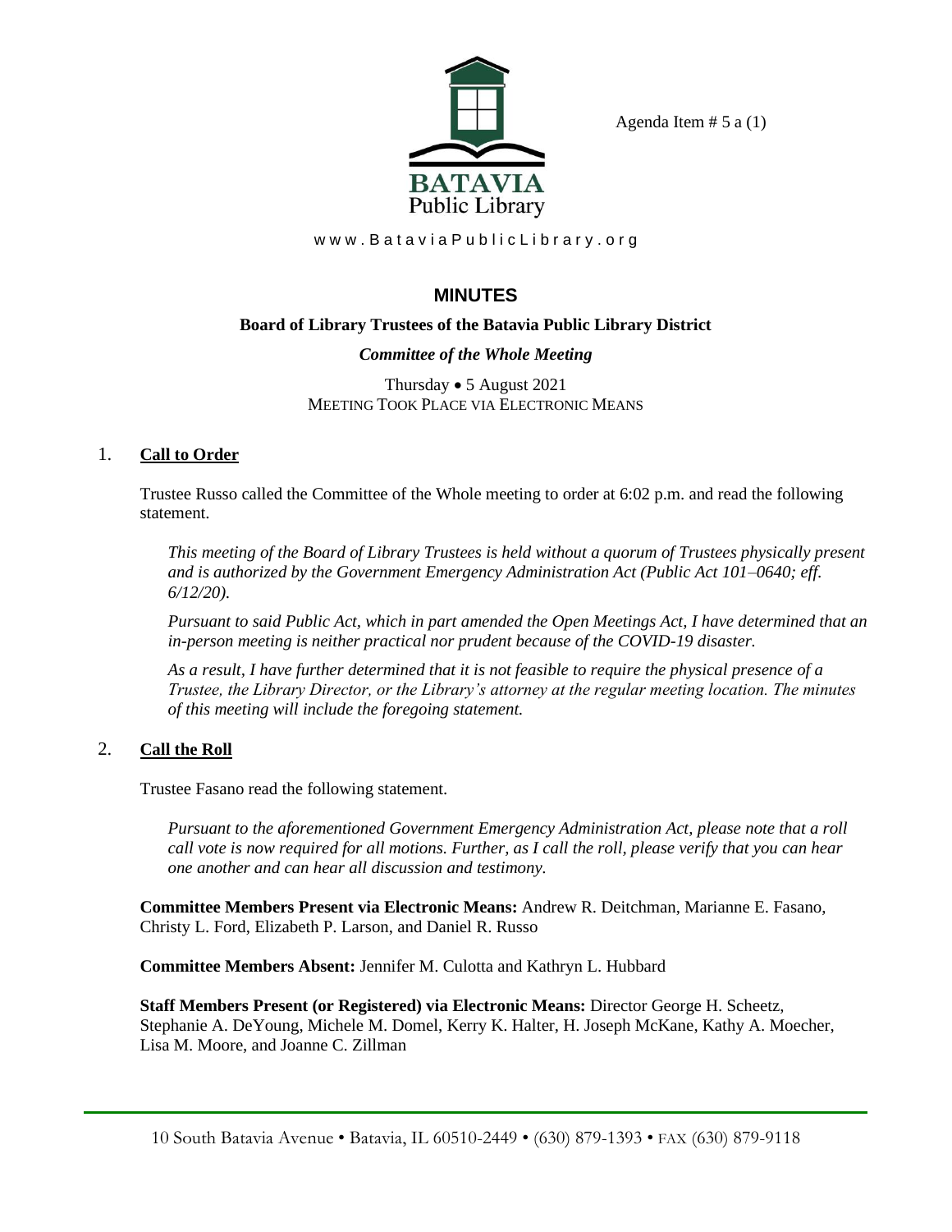Agenda Item # 5 a (1)

BATAVIA
Public Library

www.BataviaPublicLibrary.org

# MINUTES

**Board of Library Trustees of the Batavia Public Library District**

***Committee of the Whole Meeting***

Thursday • 5 August 2021
MEETING TOOK PLACE VIA ELECTRONIC MEANS

## 1. Call to Order

Trustee Russo called the Committee of the Whole meeting to order at 6:02 p.m. and read the following statement.

*This meeting of the Board of Library Trustees is held without a quorum of Trustees physically present and is authorized by the Government Emergency Administration Act (Public Act 101–0640; eff. 6/12/20).*

*Pursuant to said Public Act, which in part amended the Open Meetings Act, I have determined that an in-person meeting is neither practical nor prudent because of the COVID-19 disaster.*

*As a result, I have further determined that it is not feasible to require the physical presence of a Trustee, the Library Director, or the Library's attorney at the regular meeting location. The minutes of this meeting will include the foregoing statement.*

## 2. Call the Roll

Trustee Fasano read the following statement.

*Pursuant to the aforementioned Government Emergency Administration Act, please note that a roll call vote is now required for all motions. Further, as I call the roll, please verify that you can hear one another and can hear all discussion and testimony.*

**Committee Members Present via Electronic Means:** Andrew R. Deitchman, Marianne E. Fasano, Christy L. Ford, Elizabeth P. Larson, and Daniel R. Russo

**Committee Members Absent:** Jennifer M. Culotta and Kathryn L. Hubbard

**Staff Members Present (or Registered) via Electronic Means:** Director George H. Scheetz, Stephanie A. DeYoung, Michele M. Domel, Kerry K. Halter, H. Joseph McKane, Kathy A. Moecher, Lisa M. Moore, and Joanne C. Zillman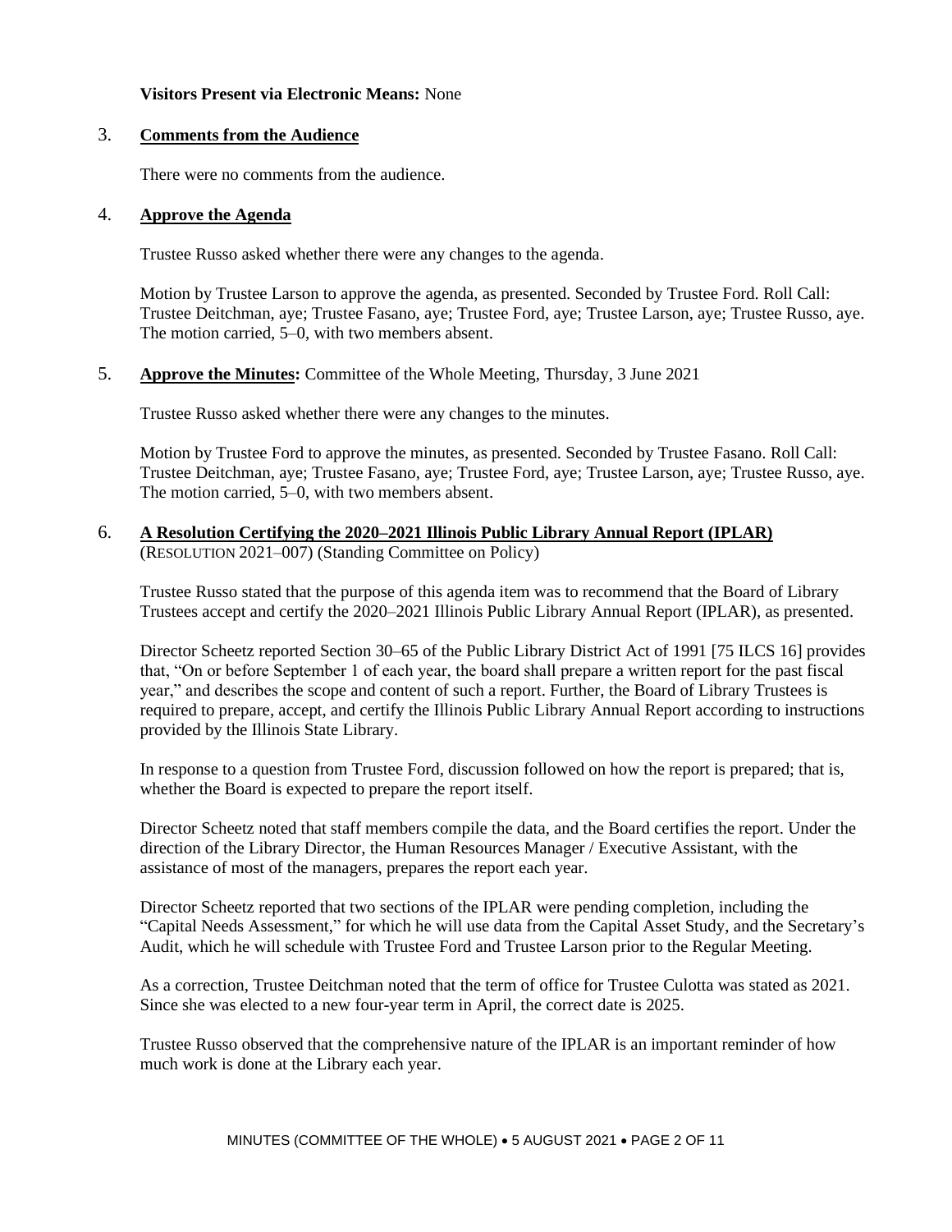**Visitors Present via Electronic Means:** None

3. **Comments from the Audience**

   There were no comments from the audience.

4. **Approve the Agenda**

   Trustee Russo asked whether there were any changes to the agenda.

   Motion by Trustee Larson to approve the agenda, as presented. Seconded by Trustee Ford. Roll Call: Trustee Deitchman, aye; Trustee Fasano, aye; Trustee Ford, aye; Trustee Larson, aye; Trustee Russo, aye. The motion carried, 5–0, with two members absent.

5. **Approve the Minutes:** Committee of the Whole Meeting, Thursday, 3 June 2021

   Trustee Russo asked whether there were any changes to the minutes.

   Motion by Trustee Ford to approve the minutes, as presented. Seconded by Trustee Fasano. Roll Call: Trustee Deitchman, aye; Trustee Fasano, aye; Trustee Ford, aye; Trustee Larson, aye; Trustee Russo, aye. The motion carried, 5–0, with two members absent.

6. **A Resolution Certifying the 2020–2021 Illinois Public Library Annual Report (IPLAR)**
   (RESOLUTION 2021–007) (Standing Committee on Policy)

   Trustee Russo stated that the purpose of this agenda item was to recommend that the Board of Library Trustees accept and certify the 2020–2021 Illinois Public Library Annual Report (IPLAR), as presented.

   Director Scheetz reported Section 30–65 of the Public Library District Act of 1991 [75 ILCS 16] provides that, "On or before September 1 of each year, the board shall prepare a written report for the past fiscal year," and describes the scope and content of such a report. Further, the Board of Library Trustees is required to prepare, accept, and certify the Illinois Public Library Annual Report according to instructions provided by the Illinois State Library.

   In response to a question from Trustee Ford, discussion followed on how the report is prepared; that is, whether the Board is expected to prepare the report itself.

   Director Scheetz noted that staff members compile the data, and the Board certifies the report. Under the direction of the Library Director, the Human Resources Manager / Executive Assistant, with the assistance of most of the managers, prepares the report each year.

   Director Scheetz reported that two sections of the IPLAR were pending completion, including the "Capital Needs Assessment," for which he will use data from the Capital Asset Study, and the Secretary's Audit, which he will schedule with Trustee Ford and Trustee Larson prior to the Regular Meeting.

   As a correction, Trustee Deitchman noted that the term of office for Trustee Culotta was stated as 2021. Since she was elected to a new four-year term in April, the correct date is 2025.

   Trustee Russo observed that the comprehensive nature of the IPLAR is an important reminder of how much work is done at the Library each year.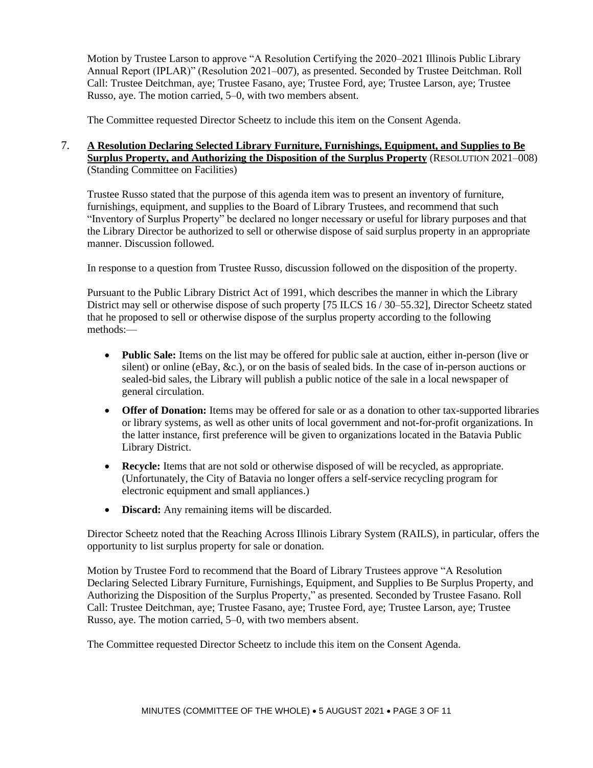Motion by Trustee Larson to approve "A Resolution Certifying the 2020–2021 Illinois Public Library Annual Report (IPLAR)" (Resolution 2021–007), as presented. Seconded by Trustee Deitchman. Roll Call: Trustee Deitchman, aye; Trustee Fasano, aye; Trustee Ford, aye; Trustee Larson, aye; Trustee Russo, aye. The motion carried, 5–0, with two members absent.

The Committee requested Director Scheetz to include this item on the Consent Agenda.

7. **A Resolution Declaring Selected Library Furniture, Furnishings, Equipment, and Supplies to Be Surplus Property, and Authorizing the Disposition of the Surplus Property** (RESOLUTION 2021–008) (Standing Committee on Facilities)

   Trustee Russo stated that the purpose of this agenda item was to present an inventory of furniture, furnishings, equipment, and supplies to the Board of Library Trustees, and recommend that such "Inventory of Surplus Property" be declared no longer necessary or useful for library purposes and that the Library Director be authorized to sell or otherwise dispose of said surplus property in an appropriate manner. Discussion followed.

   In response to a question from Trustee Russo, discussion followed on the disposition of the property.

   Pursuant to the Public Library District Act of 1991, which describes the manner in which the Library District may sell or otherwise dispose of such property [75 ILCS 16 / 30–55.32], Director Scheetz stated that he proposed to sell or otherwise dispose of the surplus property according to the following methods:—

   - **Public Sale:** Items on the list may be offered for public sale at auction, either in-person (live or silent) or online (eBay, &c.), or on the basis of sealed bids. In the case of in-person auctions or sealed-bid sales, the Library will publish a public notice of the sale in a local newspaper of general circulation.
   - **Offer of Donation:** Items may be offered for sale or as a donation to other tax-supported libraries or library systems, as well as other units of local government and not-for-profit organizations. In the latter instance, first preference will be given to organizations located in the Batavia Public Library District.
   - **Recycle:** Items that are not sold or otherwise disposed of will be recycled, as appropriate. (Unfortunately, the City of Batavia no longer offers a self-service recycling program for electronic equipment and small appliances.)
   - **Discard:** Any remaining items will be discarded.

   Director Scheetz noted that the Reaching Across Illinois Library System (RAILS), in particular, offers the opportunity to list surplus property for sale or donation.

   Motion by Trustee Ford to recommend that the Board of Library Trustees approve "A Resolution Declaring Selected Library Furniture, Furnishings, Equipment, and Supplies to Be Surplus Property, and Authorizing the Disposition of the Surplus Property," as presented. Seconded by Trustee Fasano. Roll Call: Trustee Deitchman, aye; Trustee Fasano, aye; Trustee Ford, aye; Trustee Larson, aye; Trustee Russo, aye. The motion carried, 5–0, with two members absent.

   The Committee requested Director Scheetz to include this item on the Consent Agenda.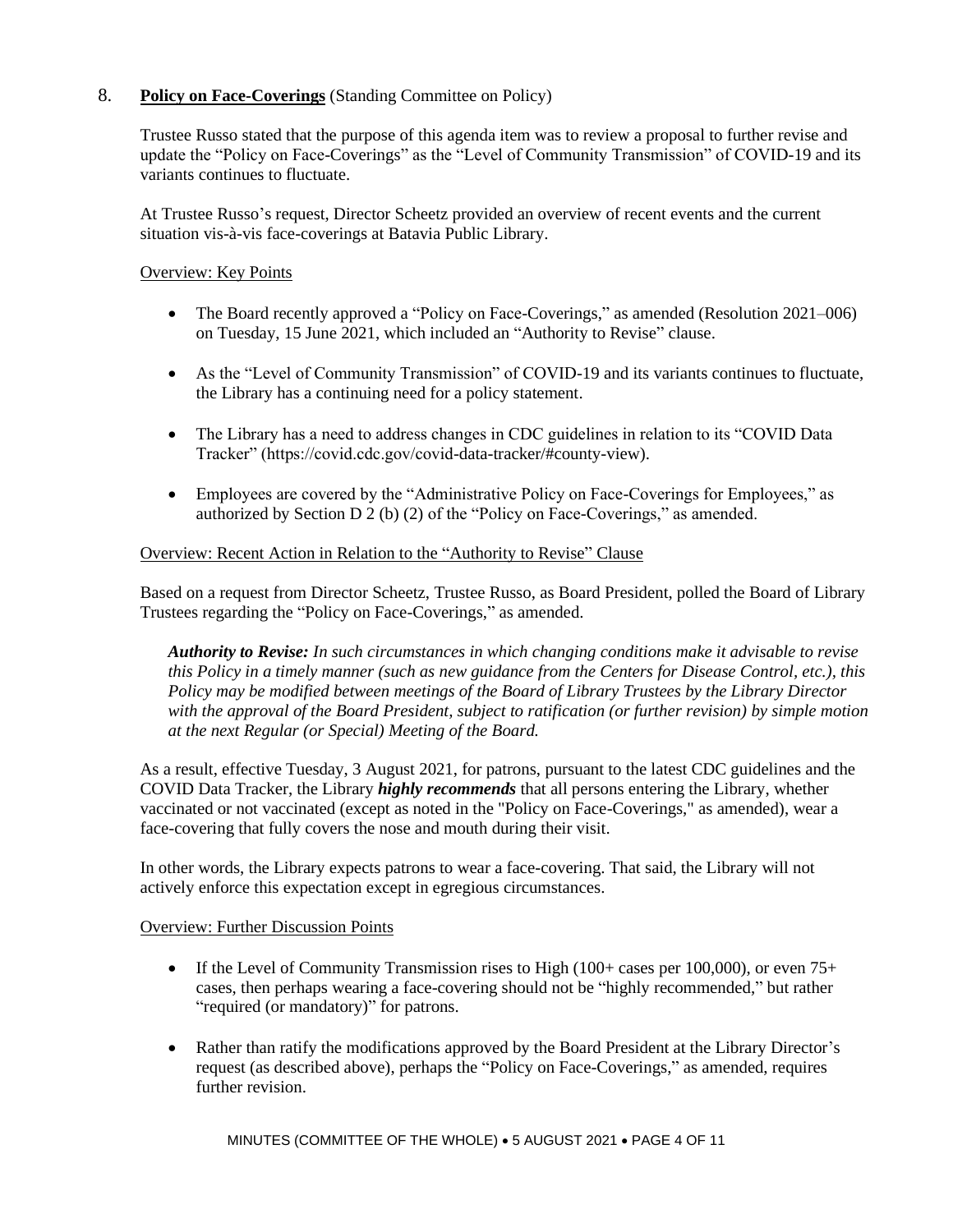8. **Policy on Face-Coverings** (Standing Committee on Policy)

Trustee Russo stated that the purpose of this agenda item was to review a proposal to further revise and update the "Policy on Face-Coverings" as the "Level of Community Transmission" of COVID-19 and its variants continues to fluctuate.

At Trustee Russo's request, Director Scheetz provided an overview of recent events and the current situation vis-à-vis face-coverings at Batavia Public Library.

Overview: Key Points

- The Board recently approved a "Policy on Face-Coverings," as amended (Resolution 2021–006) on Tuesday, 15 June 2021, which included an "Authority to Revise" clause.
- As the "Level of Community Transmission" of COVID-19 and its variants continues to fluctuate, the Library has a continuing need for a policy statement.
- The Library has a need to address changes in CDC guidelines in relation to its "COVID Data Tracker" (https://covid.cdc.gov/covid-data-tracker/#county-view).
- Employees are covered by the "Administrative Policy on Face-Coverings for Employees," as authorized by Section D 2 (b) (2) of the "Policy on Face-Coverings," as amended.

Overview: Recent Action in Relation to the "Authority to Revise" Clause

Based on a request from Director Scheetz, Trustee Russo, as Board President, polled the Board of Library Trustees regarding the "Policy on Face-Coverings," as amended.

> ***Authority to Revise:*** *In such circumstances in which changing conditions make it advisable to revise this Policy in a timely manner (such as new guidance from the Centers for Disease Control, etc.), this Policy may be modified between meetings of the Board of Library Trustees by the Library Director with the approval of the Board President, subject to ratification (or further revision) by simple motion at the next Regular (or Special) Meeting of the Board.*

As a result, effective Tuesday, 3 August 2021, for patrons, pursuant to the latest CDC guidelines and the COVID Data Tracker, the Library ***highly recommends*** that all persons entering the Library, whether vaccinated or not vaccinated (except as noted in the "Policy on Face-Coverings," as amended), wear a face-covering that fully covers the nose and mouth during their visit.

In other words, the Library expects patrons to wear a face-covering. That said, the Library will not actively enforce this expectation except in egregious circumstances.

Overview: Further Discussion Points

- If the Level of Community Transmission rises to High (100+ cases per 100,000), or even 75+ cases, then perhaps wearing a face-covering should not be "highly recommended," but rather "required (or mandatory)" for patrons.
- Rather than ratify the modifications approved by the Board President at the Library Director's request (as described above), perhaps the "Policy on Face-Coverings," as amended, requires further revision.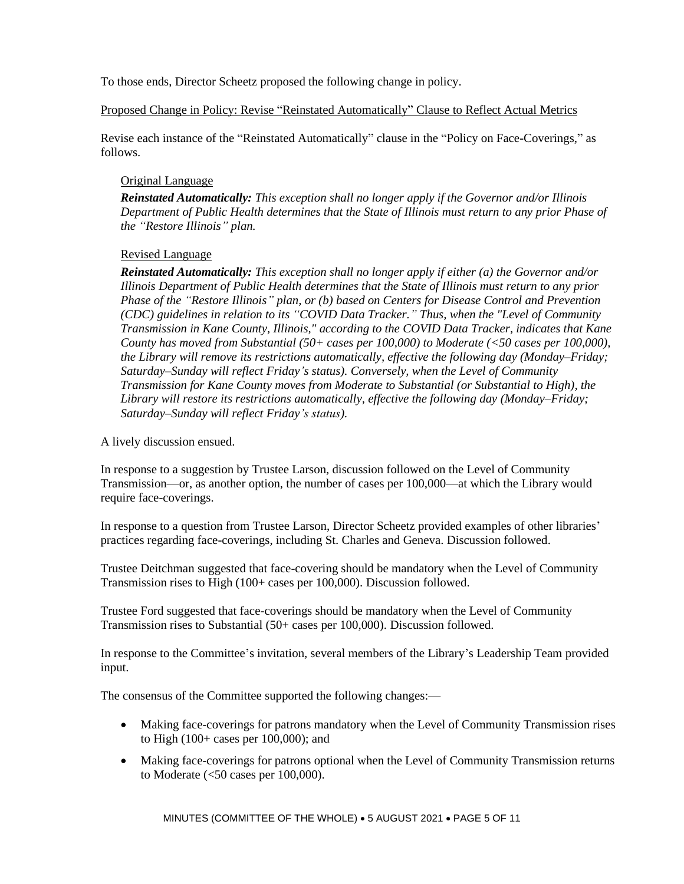To those ends, Director Scheetz proposed the following change in policy.

Proposed Change in Policy: Revise "Reinstated Automatically" Clause to Reflect Actual Metrics

Revise each instance of the "Reinstated Automatically" clause in the "Policy on Face-Coverings," as follows.

> Original Language
>
> ***Reinstated Automatically:*** *This exception shall no longer apply if the Governor and/or Illinois Department of Public Health determines that the State of Illinois must return to any prior Phase of the "Restore Illinois" plan.*
>
> Revised Language
>
> ***Reinstated Automatically:*** *This exception shall no longer apply if either (a) the Governor and/or Illinois Department of Public Health determines that the State of Illinois must return to any prior Phase of the "Restore Illinois" plan, or (b) based on Centers for Disease Control and Prevention (CDC) guidelines in relation to its "COVID Data Tracker." Thus, when the "Level of Community Transmission in Kane County, Illinois," according to the COVID Data Tracker, indicates that Kane County has moved from Substantial (50+ cases per 100,000) to Moderate (<50 cases per 100,000), the Library will remove its restrictions automatically, effective the following day (Monday–Friday; Saturday–Sunday will reflect Friday's status). Conversely, when the Level of Community Transmission for Kane County moves from Moderate to Substantial (or Substantial to High), the Library will restore its restrictions automatically, effective the following day (Monday–Friday; Saturday–Sunday will reflect Friday's status).*

A lively discussion ensued.

In response to a suggestion by Trustee Larson, discussion followed on the Level of Community Transmission—or, as another option, the number of cases per 100,000—at which the Library would require face-coverings.

In response to a question from Trustee Larson, Director Scheetz provided examples of other libraries' practices regarding face-coverings, including St. Charles and Geneva. Discussion followed.

Trustee Deitchman suggested that face-covering should be mandatory when the Level of Community Transmission rises to High (100+ cases per 100,000). Discussion followed.

Trustee Ford suggested that face-coverings should be mandatory when the Level of Community Transmission rises to Substantial (50+ cases per 100,000). Discussion followed.

In response to the Committee's invitation, several members of the Library's Leadership Team provided input.

The consensus of the Committee supported the following changes:—

- Making face-coverings for patrons mandatory when the Level of Community Transmission rises to High (100+ cases per 100,000); and
- Making face-coverings for patrons optional when the Level of Community Transmission returns to Moderate (<50 cases per 100,000).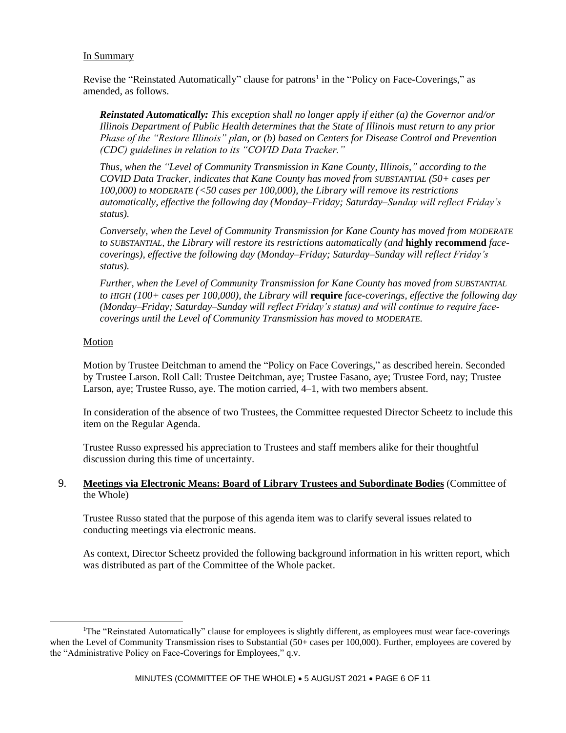In Summary

Revise the "Reinstated Automatically" clause for patrons[1] in the "Policy on Face-Coverings," as amended, as follows.

> ***Reinstated Automatically:*** *This exception shall no longer apply if either (a) the Governor and/or Illinois Department of Public Health determines that the State of Illinois must return to any prior Phase of the "Restore Illinois" plan, or (b) based on Centers for Disease Control and Prevention (CDC) guidelines in relation to its "COVID Data Tracker."*
>
> *Thus, when the "Level of Community Transmission in Kane County, Illinois," according to the COVID Data Tracker, indicates that Kane County has moved from SUBSTANTIAL (50+ cases per 100,000) to MODERATE (<50 cases per 100,000), the Library will remove its restrictions automatically, effective the following day (Monday–Friday; Saturday–Sunday will reflect Friday's status).*
>
> *Conversely, when the Level of Community Transmission for Kane County has moved from MODERATE to SUBSTANTIAL, the Library will restore its restrictions automatically (and* **highly recommend** *face-coverings), effective the following day (Monday–Friday; Saturday–Sunday will reflect Friday's status).*
>
> *Further, when the Level of Community Transmission for Kane County has moved from SUBSTANTIAL to HIGH (100+ cases per 100,000), the Library will* **require** *face-coverings, effective the following day (Monday–Friday; Saturday–Sunday will reflect Friday's status) and will continue to require face-coverings until the Level of Community Transmission has moved to MODERATE.*

Motion

Motion by Trustee Deitchman to amend the "Policy on Face Coverings," as described herein. Seconded by Trustee Larson. Roll Call: Trustee Deitchman, aye; Trustee Fasano, aye; Trustee Ford, nay; Trustee Larson, aye; Trustee Russo, aye. The motion carried, 4–1, with two members absent.

In consideration of the absence of two Trustees, the Committee requested Director Scheetz to include this item on the Regular Agenda.

Trustee Russo expressed his appreciation to Trustees and staff members alike for their thoughtful discussion during this time of uncertainty.

9. **Meetings via Electronic Means: Board of Library Trustees and Subordinate Bodies** (Committee of the Whole)

Trustee Russo stated that the purpose of this agenda item was to clarify several issues related to conducting meetings via electronic means.

As context, Director Scheetz provided the following background information in his written report, which was distributed as part of the Committee of the Whole packet.

---

[1] The "Reinstated Automatically" clause for employees is slightly different, as employees must wear face-coverings when the Level of Community Transmission rises to Substantial (50+ cases per 100,000). Further, employees are covered by the "Administrative Policy on Face-Coverings for Employees," q.v.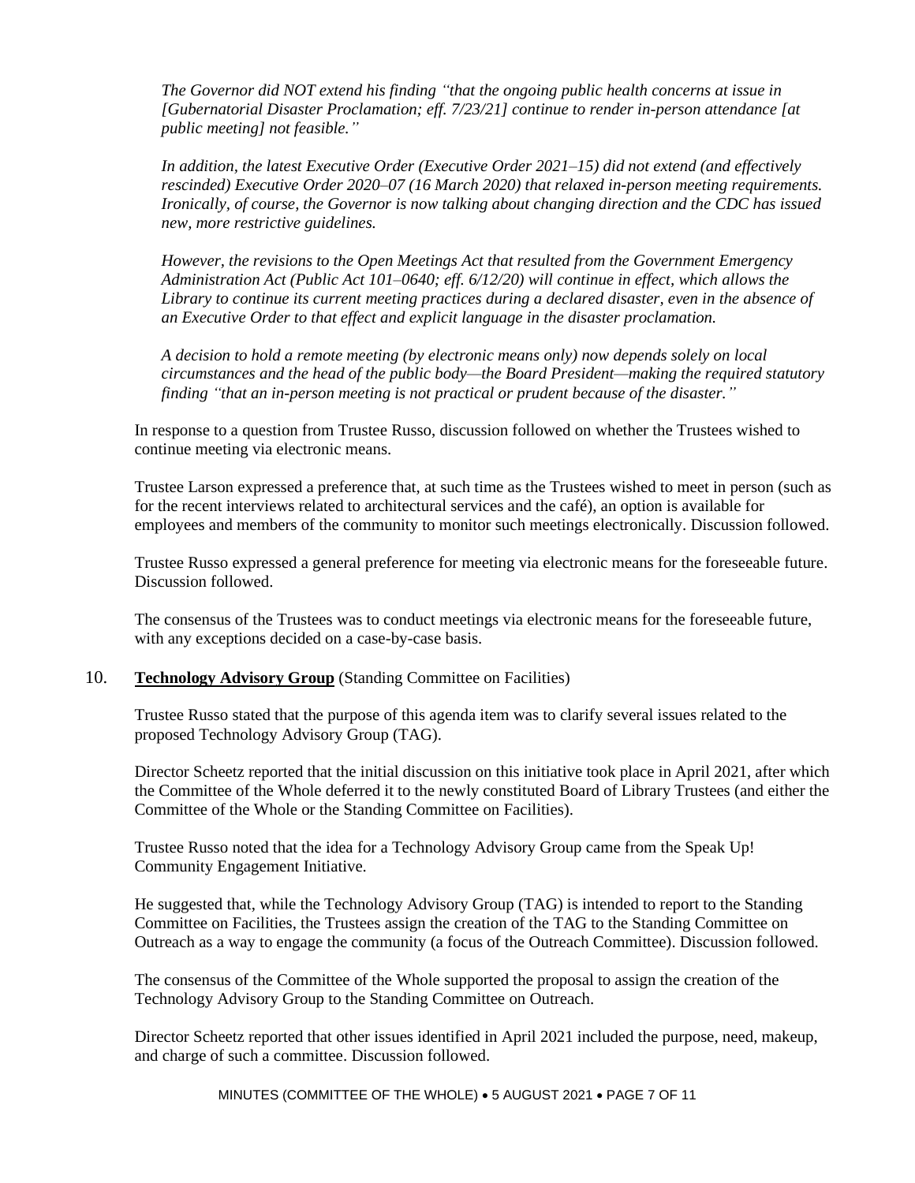*The Governor did NOT extend his finding "that the ongoing public health concerns at issue in [Gubernatorial Disaster Proclamation; eff. 7/23/21] continue to render in-person attendance [at public meeting] not feasible."*

*In addition, the latest Executive Order (Executive Order 2021–15) did not extend (and effectively rescinded) Executive Order 2020–07 (16 March 2020) that relaxed in-person meeting requirements. Ironically, of course, the Governor is now talking about changing direction and the CDC has issued new, more restrictive guidelines.*

*However, the revisions to the Open Meetings Act that resulted from the Government Emergency Administration Act (Public Act 101–0640; eff. 6/12/20) will continue in effect, which allows the Library to continue its current meeting practices during a declared disaster, even in the absence of an Executive Order to that effect and explicit language in the disaster proclamation.*

*A decision to hold a remote meeting (by electronic means only) now depends solely on local circumstances and the head of the public body—the Board President—making the required statutory finding "that an in-person meeting is not practical or prudent because of the disaster."*

In response to a question from Trustee Russo, discussion followed on whether the Trustees wished to continue meeting via electronic means.

Trustee Larson expressed a preference that, at such time as the Trustees wished to meet in person (such as for the recent interviews related to architectural services and the café), an option is available for employees and members of the community to monitor such meetings electronically. Discussion followed.

Trustee Russo expressed a general preference for meeting via electronic means for the foreseeable future. Discussion followed.

The consensus of the Trustees was to conduct meetings via electronic means for the foreseeable future, with any exceptions decided on a case-by-case basis.

10. **Technology Advisory Group** (Standing Committee on Facilities)

Trustee Russo stated that the purpose of this agenda item was to clarify several issues related to the proposed Technology Advisory Group (TAG).

Director Scheetz reported that the initial discussion on this initiative took place in April 2021, after which the Committee of the Whole deferred it to the newly constituted Board of Library Trustees (and either the Committee of the Whole or the Standing Committee on Facilities).

Trustee Russo noted that the idea for a Technology Advisory Group came from the Speak Up! Community Engagement Initiative.

He suggested that, while the Technology Advisory Group (TAG) is intended to report to the Standing Committee on Facilities, the Trustees assign the creation of the TAG to the Standing Committee on Outreach as a way to engage the community (a focus of the Outreach Committee). Discussion followed.

The consensus of the Committee of the Whole supported the proposal to assign the creation of the Technology Advisory Group to the Standing Committee on Outreach.

Director Scheetz reported that other issues identified in April 2021 included the purpose, need, makeup, and charge of such a committee. Discussion followed.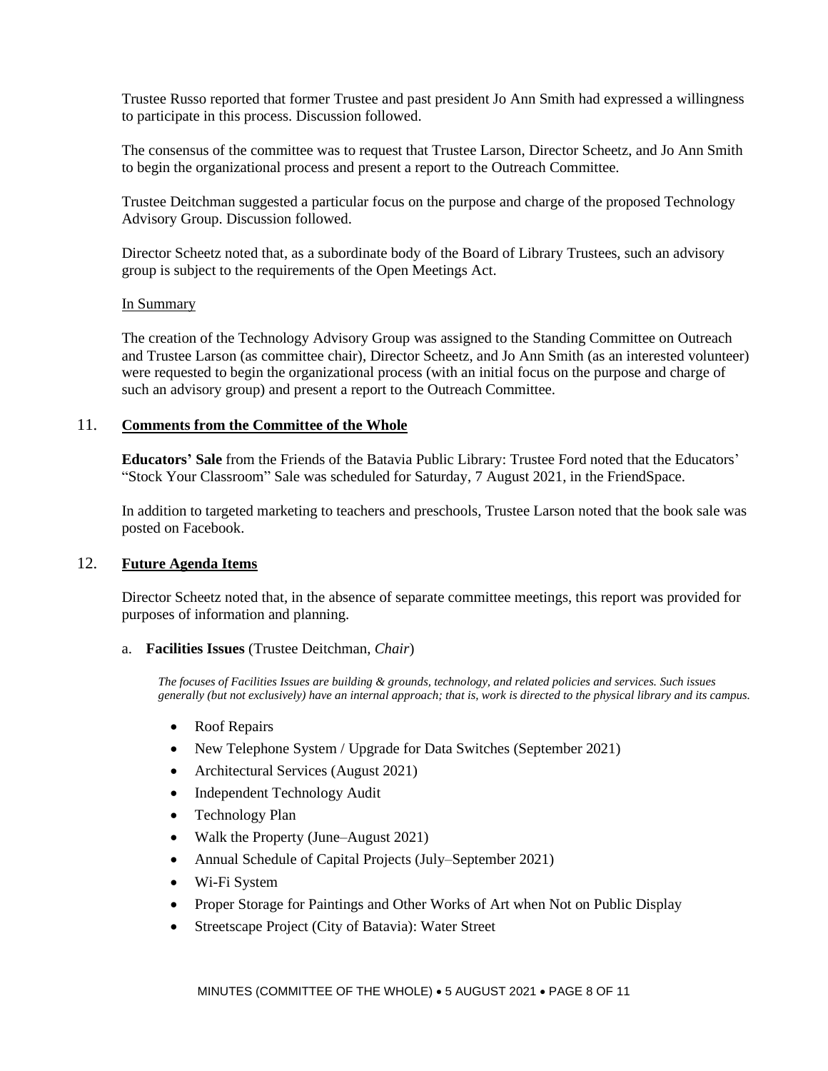Trustee Russo reported that former Trustee and past president Jo Ann Smith had expressed a willingness to participate in this process. Discussion followed.

The consensus of the committee was to request that Trustee Larson, Director Scheetz, and Jo Ann Smith to begin the organizational process and present a report to the Outreach Committee.

Trustee Deitchman suggested a particular focus on the purpose and charge of the proposed Technology Advisory Group. Discussion followed.

Director Scheetz noted that, as a subordinate body of the Board of Library Trustees, such an advisory group is subject to the requirements of the Open Meetings Act.

In Summary

The creation of the Technology Advisory Group was assigned to the Standing Committee on Outreach and Trustee Larson (as committee chair), Director Scheetz, and Jo Ann Smith (as an interested volunteer) were requested to begin the organizational process (with an initial focus on the purpose and charge of such an advisory group) and present a report to the Outreach Committee.

## 11. Comments from the Committee of the Whole

**Educators' Sale** from the Friends of the Batavia Public Library: Trustee Ford noted that the Educators' "Stock Your Classroom" Sale was scheduled for Saturday, 7 August 2021, in the FriendSpace.

In addition to targeted marketing to teachers and preschools, Trustee Larson noted that the book sale was posted on Facebook.

## 12. Future Agenda Items

Director Scheetz noted that, in the absence of separate committee meetings, this report was provided for purposes of information and planning.

a. **Facilities Issues** (Trustee Deitchman, *Chair*)

*The focuses of Facilities Issues are building & grounds, technology, and related policies and services. Such issues generally (but not exclusively) have an internal approach; that is, work is directed to the physical library and its campus.*

- Roof Repairs
- New Telephone System / Upgrade for Data Switches (September 2021)
- Architectural Services (August 2021)
- Independent Technology Audit
- Technology Plan
- Walk the Property (June–August 2021)
- Annual Schedule of Capital Projects (July–September 2021)
- Wi-Fi System
- Proper Storage for Paintings and Other Works of Art when Not on Public Display
- Streetscape Project (City of Batavia): Water Street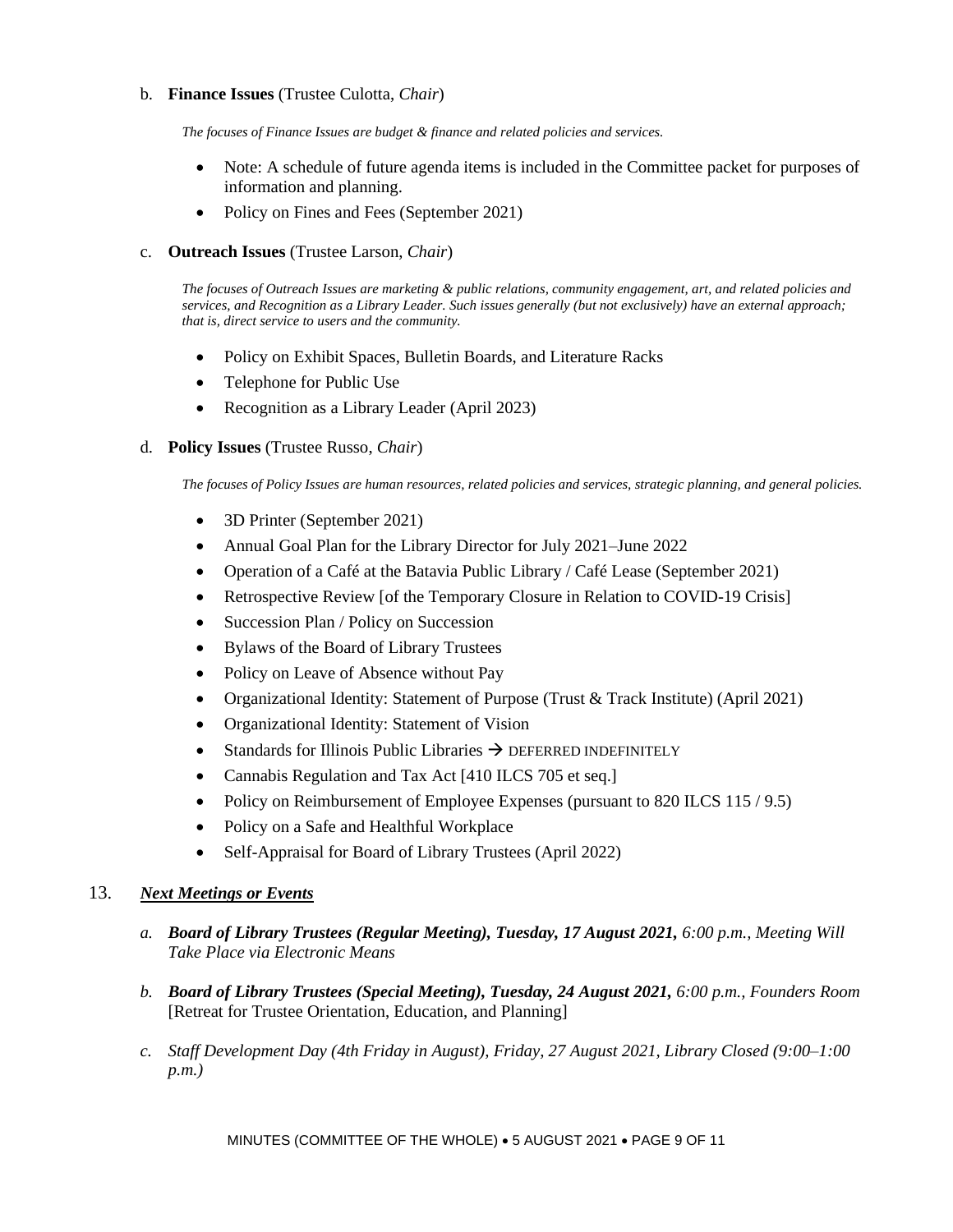b. **Finance Issues** (Trustee Culotta, *Chair*)

*The focuses of Finance Issues are budget & finance and related policies and services.*

- Note: A schedule of future agenda items is included in the Committee packet for purposes of information and planning.
- Policy on Fines and Fees (September 2021)

c. **Outreach Issues** (Trustee Larson, *Chair*)

*The focuses of Outreach Issues are marketing & public relations, community engagement, art, and related policies and services, and Recognition as a Library Leader. Such issues generally (but not exclusively) have an external approach; that is, direct service to users and the community.*

- Policy on Exhibit Spaces, Bulletin Boards, and Literature Racks
- Telephone for Public Use
- Recognition as a Library Leader (April 2023)

d. **Policy Issues** (Trustee Russo, *Chair*)

*The focuses of Policy Issues are human resources, related policies and services, strategic planning, and general policies.*

- 3D Printer (September 2021)
- Annual Goal Plan for the Library Director for July 2021–June 2022
- Operation of a Café at the Batavia Public Library / Café Lease (September 2021)
- Retrospective Review [of the Temporary Closure in Relation to COVID-19 Crisis]
- Succession Plan / Policy on Succession
- Bylaws of the Board of Library Trustees
- Policy on Leave of Absence without Pay
- Organizational Identity: Statement of Purpose (Trust & Track Institute) (April 2021)
- Organizational Identity: Statement of Vision
- Standards for Illinois Public Libraries → DEFERRED INDEFINITELY
- Cannabis Regulation and Tax Act [410 ILCS 705 et seq.]
- Policy on Reimbursement of Employee Expenses (pursuant to 820 ILCS 115 / 9.5)
- Policy on a Safe and Healthful Workplace
- Self-Appraisal for Board of Library Trustees (April 2022)

13. ***Next Meetings or Events***

*a.* ***Board of Library Trustees (Regular Meeting), Tuesday, 17 August 2021,*** *6:00 p.m., Meeting Will Take Place via Electronic Means*

*b.* ***Board of Library Trustees (Special Meeting), Tuesday, 24 August 2021,*** *6:00 p.m., Founders Room* [Retreat for Trustee Orientation, Education, and Planning]

*c. Staff Development Day (4th Friday in August), Friday, 27 August 2021, Library Closed (9:00–1:00 p.m.)*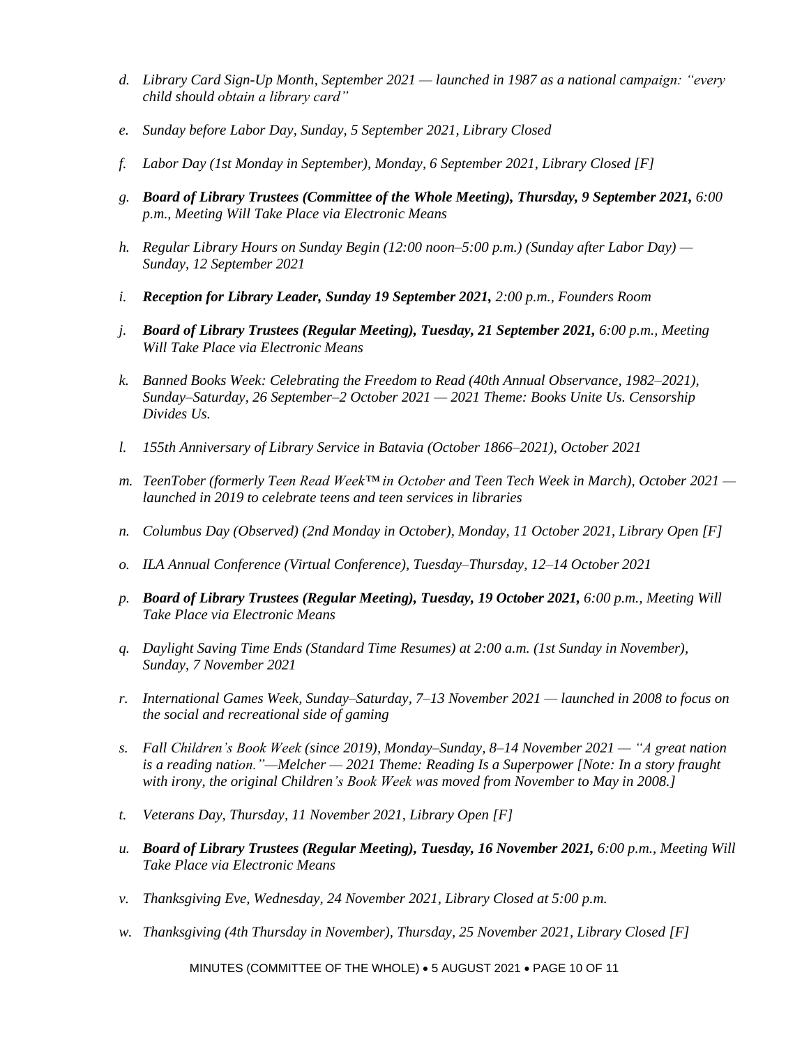d. *Library Card Sign-Up Month, September 2021 — launched in 1987 as a national campaign: "every child should obtain a library card"*

e. *Sunday before Labor Day, Sunday, 5 September 2021, Library Closed*

f. *Labor Day (1st Monday in September), Monday, 6 September 2021, Library Closed [F]*

g. ***Board of Library Trustees (Committee of the Whole Meeting), Thursday, 9 September 2021,** 6:00 p.m., Meeting Will Take Place via Electronic Means*

h. *Regular Library Hours on Sunday Begin (12:00 noon–5:00 p.m.) (Sunday after Labor Day) — Sunday, 12 September 2021*

i. ***Reception for Library Leader, Sunday 19 September 2021,** 2:00 p.m., Founders Room*

j. ***Board of Library Trustees (Regular Meeting), Tuesday, 21 September 2021,** 6:00 p.m., Meeting Will Take Place via Electronic Means*

k. *Banned Books Week: Celebrating the Freedom to Read (40th Annual Observance, 1982–2021), Sunday–Saturday, 26 September–2 October 2021 — 2021 Theme: Books Unite Us. Censorship Divides Us.*

l. *155th Anniversary of Library Service in Batavia (October 1866–2021), October 2021*

m. *TeenTober (formerly Teen Read Week™ in October and Teen Tech Week in March), October 2021 — launched in 2019 to celebrate teens and teen services in libraries*

n. *Columbus Day (Observed) (2nd Monday in October), Monday, 11 October 2021, Library Open [F]*

o. *ILA Annual Conference (Virtual Conference), Tuesday–Thursday, 12–14 October 2021*

p. ***Board of Library Trustees (Regular Meeting), Tuesday, 19 October 2021,** 6:00 p.m., Meeting Will Take Place via Electronic Means*

q. *Daylight Saving Time Ends (Standard Time Resumes) at 2:00 a.m. (1st Sunday in November), Sunday, 7 November 2021*

r. *International Games Week, Sunday–Saturday, 7–13 November 2021 — launched in 2008 to focus on the social and recreational side of gaming*

s. *Fall Children's Book Week (since 2019), Monday–Sunday, 8–14 November 2021 — "A great nation is a reading nation."—Melcher — 2021 Theme: Reading Is a Superpower [Note: In a story fraught with irony, the original Children's Book Week was moved from November to May in 2008.]*

t. *Veterans Day, Thursday, 11 November 2021, Library Open [F]*

u. ***Board of Library Trustees (Regular Meeting), Tuesday, 16 November 2021,** 6:00 p.m., Meeting Will Take Place via Electronic Means*

v. *Thanksgiving Eve, Wednesday, 24 November 2021, Library Closed at 5:00 p.m.*

w. *Thanksgiving (4th Thursday in November), Thursday, 25 November 2021, Library Closed [F]*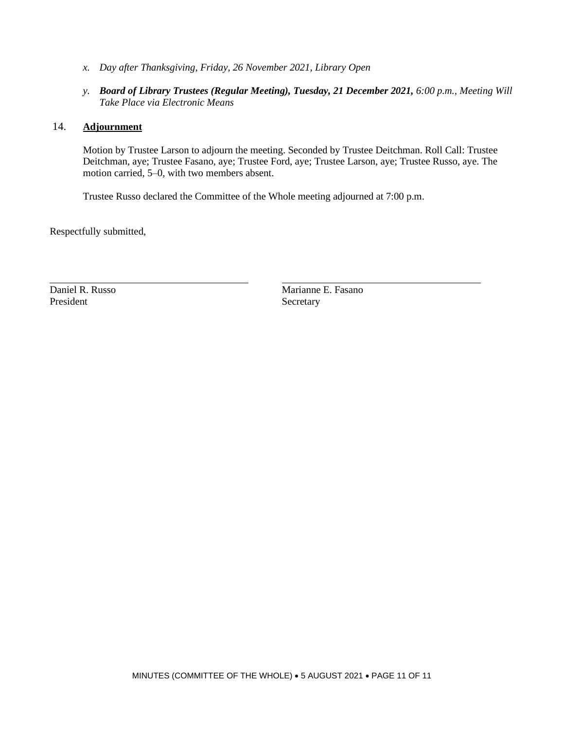*x. Day after Thanksgiving, Friday, 26 November 2021, Library Open*

*y. **Board of Library Trustees (Regular Meeting), Tuesday, 21 December 2021,** 6:00 p.m., Meeting Will Take Place via Electronic Means*

14. **Adjournment**

Motion by Trustee Larson to adjourn the meeting. Seconded by Trustee Deitchman. Roll Call: Trustee Deitchman, aye; Trustee Fasano, aye; Trustee Ford, aye; Trustee Larson, aye; Trustee Russo, aye. The motion carried, 5–0, with two members absent.

Trustee Russo declared the Committee of the Whole meeting adjourned at 7:00 p.m.

Respectfully submitted,

| | |
|---|---|
| Daniel R. Russo | Marianne E. Fasano |
| President | Secretary |